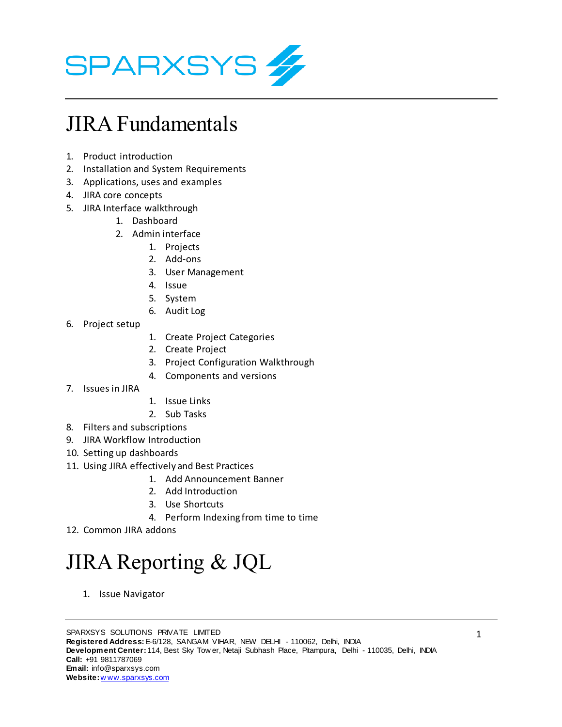SPARXSYS

# JIRA Fundamentals

1. Product introduction
2. Installation and System Requirements
3. Applications, uses and examples
4. JIRA core concepts
5. JIRA Interface walkthrough
    1. Dashboard
    2. Admin interface
        1. Projects
        2. Add-ons
        3. User Management
        4. Issue
        5. System
        6. Audit Log
6. Project setup
    1. Create Project Categories
    2. Create Project
    3. Project Configuration Walkthrough
    4. Components and versions
7. Issues in JIRA
    1. Issue Links
    2. Sub Tasks
8. Filters and subscriptions
9. JIRA Workflow Introduction
10. Setting up dashboards
11. Using JIRA effectively and Best Practices
    1. Add Announcement Banner
    2. Add Introduction
    3. Use Shortcuts
    4. Perform Indexing from time to time
12. Common JIRA addons

# JIRA Reporting & JQL

1. Issue Navigator

SPARXSYS SOLUTIONS PRIVATE LIMITED
**Registered Address:** E-6/128, SANGAM VIHAR, NEW DELHI - 110062, Delhi, INDIA
**Development Center:** 114, Best Sky Tower, Netaji Subhash Place, Pitampura, Delhi - 110035, Delhi, INDIA
**Call:** +91 9811787069
**Email:** info@sparxsys.com
**Website:** www.sparxsys.com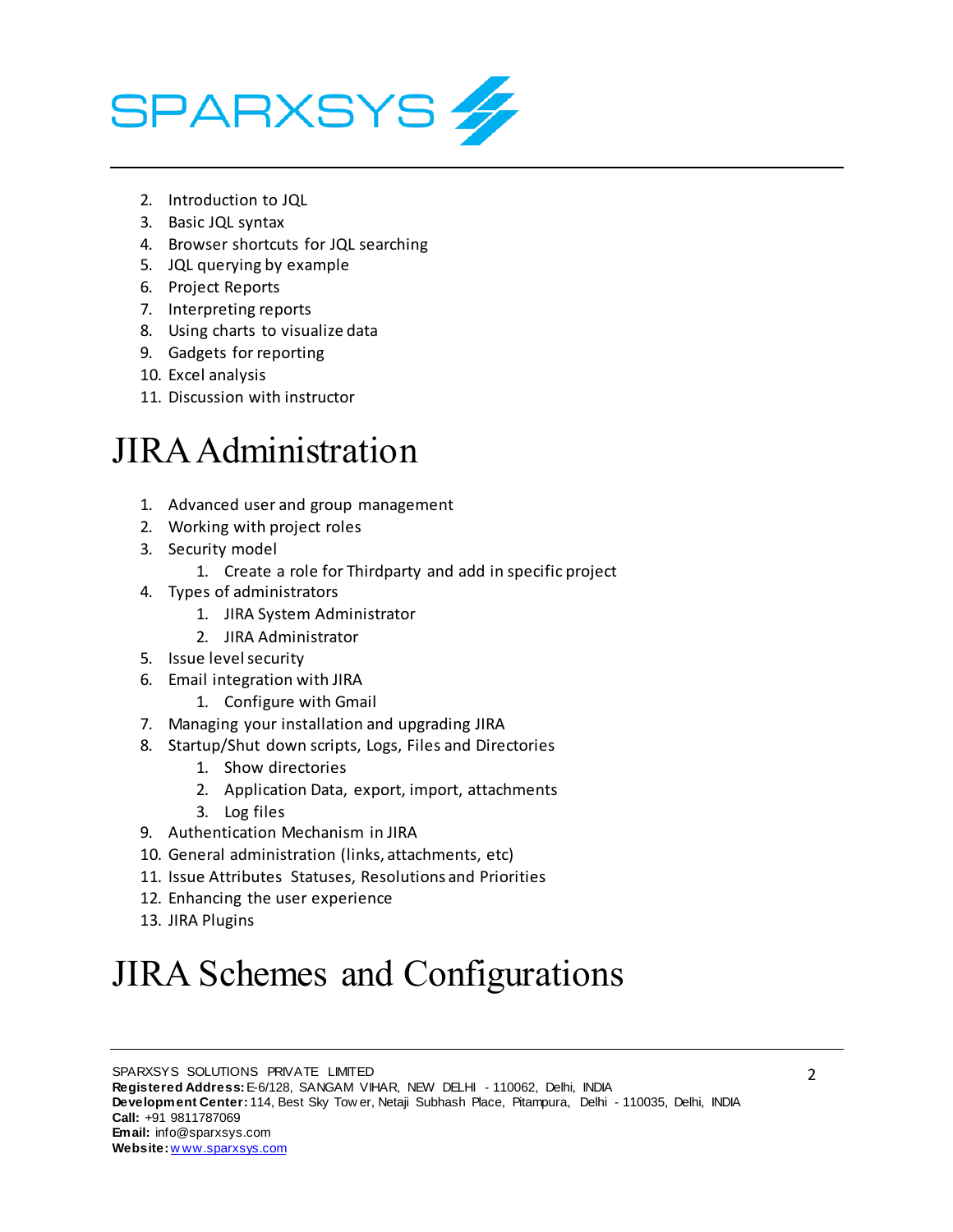2. Introduction to JQL
3. Basic JQL syntax
4. Browser shortcuts for JQL searching
5. JQL querying by example
6. Project Reports
7. Interpreting reports
8. Using charts to visualize data
9. Gadgets for reporting
10. Excel analysis
11. Discussion with instructor

# JIRA Administration

1. Advanced user and group management
2. Working with project roles
3. Security model
    1. Create a role for Thirdparty and add in specific project
4. Types of administrators
    1. JIRA System Administrator
    2. JIRA Administrator
5. Issue level security
6. Email integration with JIRA
    1. Configure with Gmail
7. Managing your installation and upgrading JIRA
8. Startup/Shut down scripts, Logs, Files and Directories
    1. Show directories
    2. Application Data, export, import, attachments
    3. Log files
9. Authentication Mechanism in JIRA
10. General administration (links, attachments, etc)
11. Issue Attributes Statuses, Resolutions and Priorities
12. Enhancing the user experience
13. JIRA Plugins

# JIRA Schemes and Configurations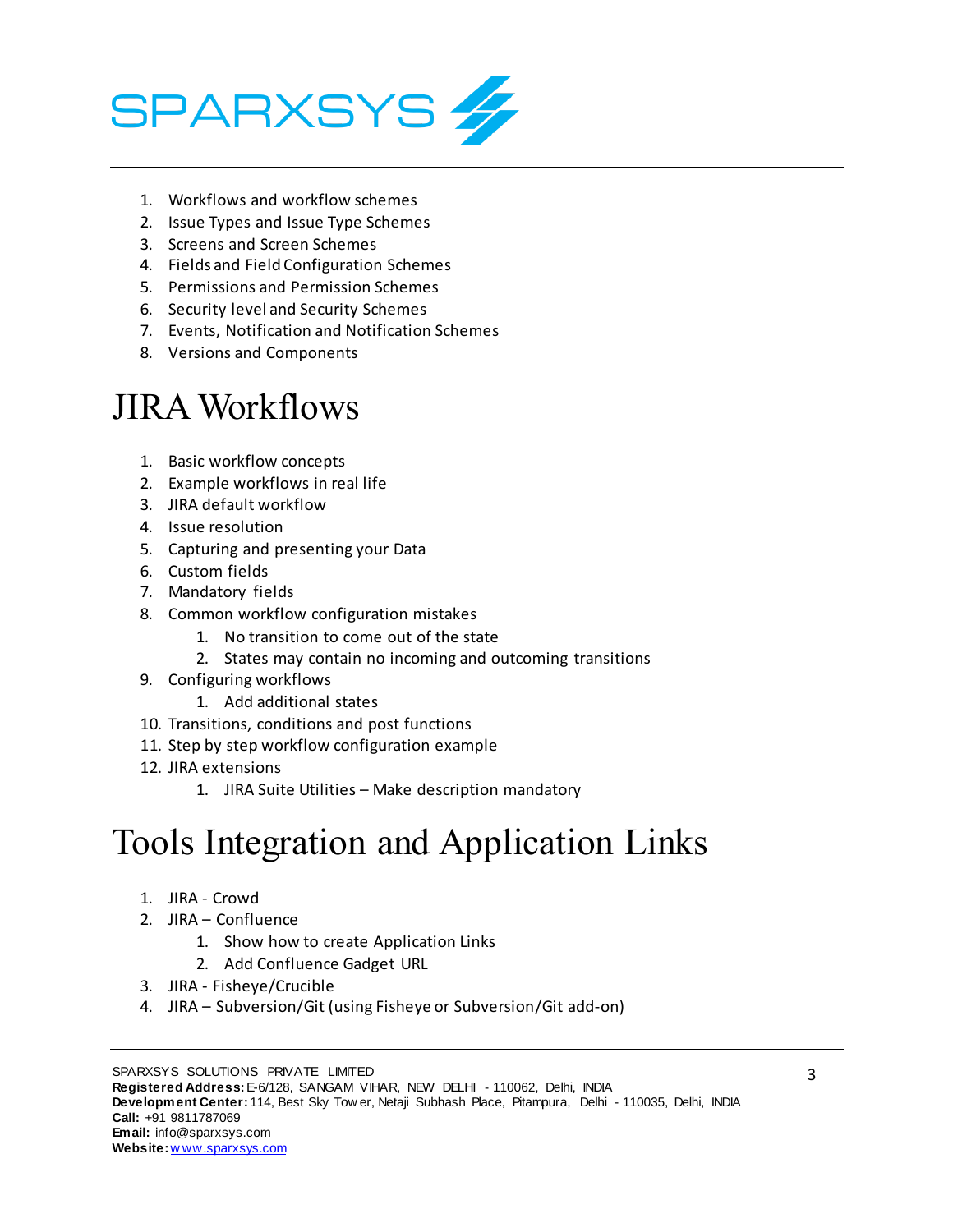1. Workflows and workflow schemes
2. Issue Types and Issue Type Schemes
3. Screens and Screen Schemes
4. Fields and Field Configuration Schemes
5. Permissions and Permission Schemes
6. Security level and Security Schemes
7. Events, Notification and Notification Schemes
8. Versions and Components

# JIRA Workflows

1. Basic workflow concepts
2. Example workflows in real life
3. JIRA default workflow
4. Issue resolution
5. Capturing and presenting your Data
6. Custom fields
7. Mandatory fields
8. Common workflow configuration mistakes
    1. No transition to come out of the state
    2. States may contain no incoming and outcoming transitions
9. Configuring workflows
    1. Add additional states
10. Transitions, conditions and post functions
11. Step by step workflow configuration example
12. JIRA extensions
    1. JIRA Suite Utilities – Make description mandatory

# Tools Integration and Application Links

1. JIRA - Crowd
2. JIRA – Confluence
    1. Show how to create Application Links
    2. Add Confluence Gadget URL
3. JIRA - Fisheye/Crucible
4. JIRA – Subversion/Git (using Fisheye or Subversion/Git add-on)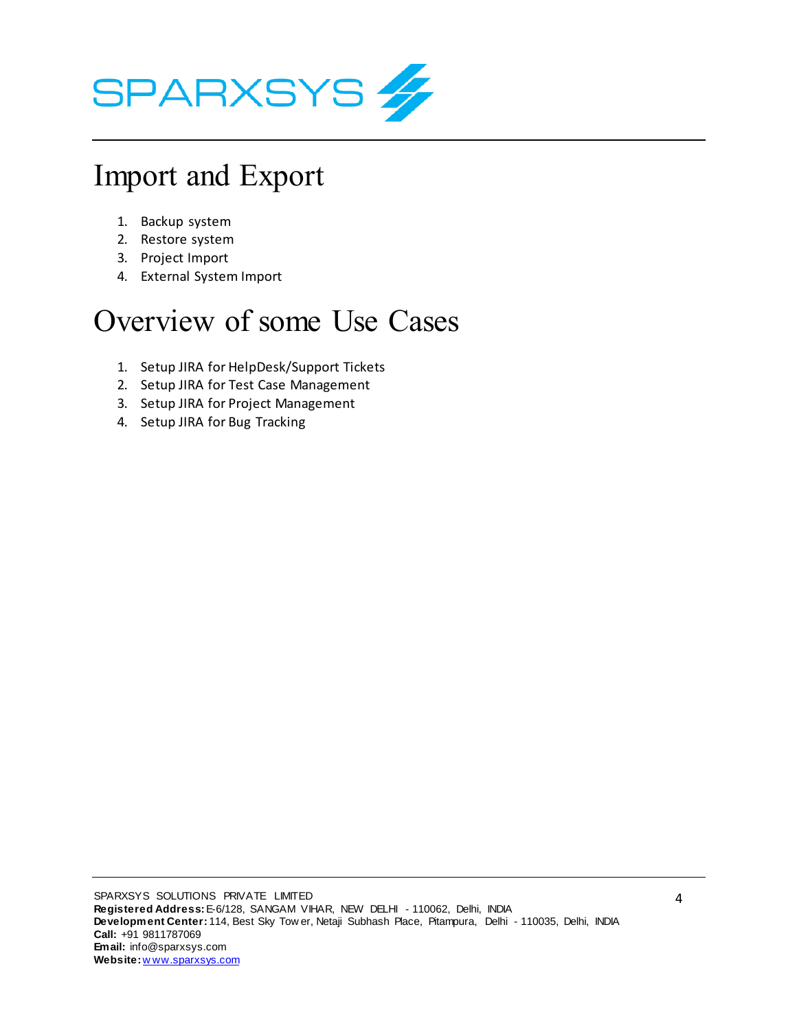# Import and Export

1. Backup system
2. Restore system
3. Project Import
4. External System Import

# Overview of some Use Cases

1. Setup JIRA for HelpDesk/Support Tickets
2. Setup JIRA for Test Case Management
3. Setup JIRA for Project Management
4. Setup JIRA for Bug Tracking